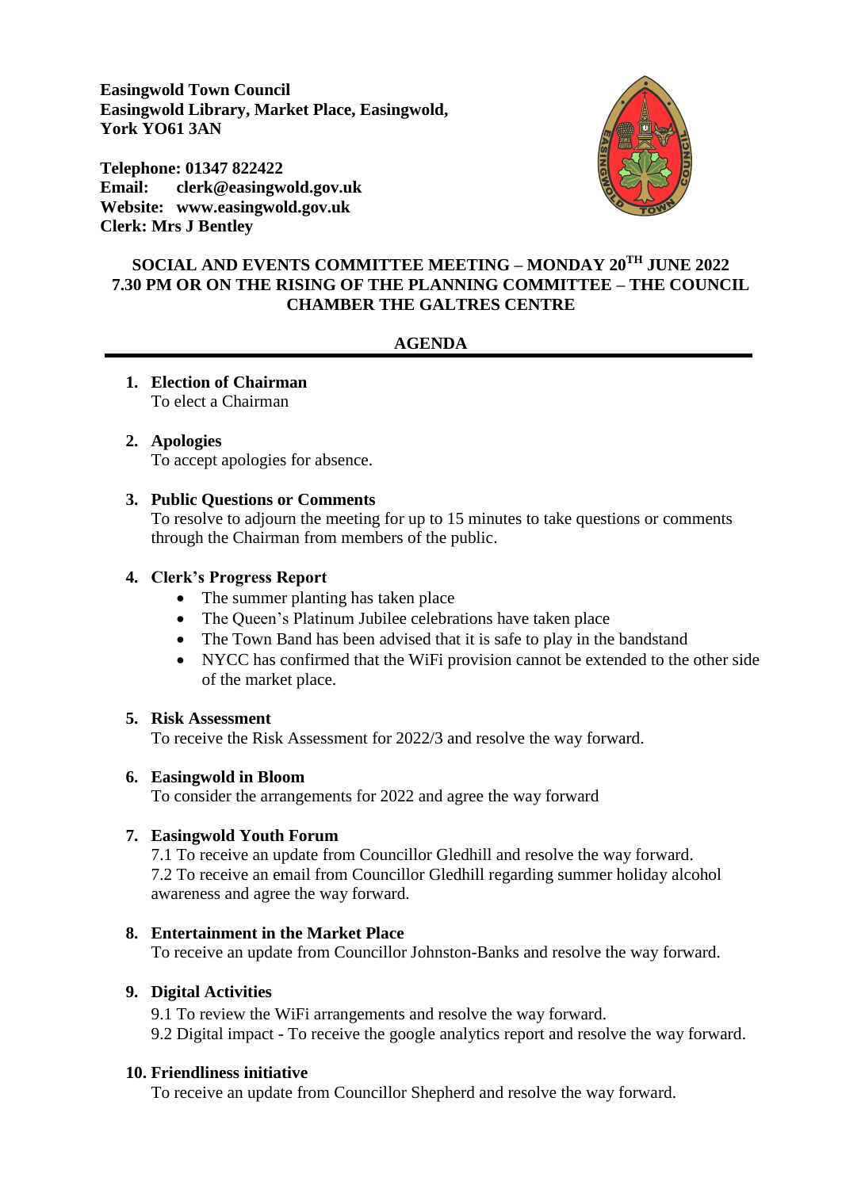**Easingwold Town Council**
**Easingwold Library, Market Place, Easingwold,**
**York YO61 3AN**

**Telephone: 01347 822422**
**Email: clerk@easingwold.gov.uk**
**Website: www.easingwold.gov.uk**
**Clerk: Mrs J Bentley**

**SOCIAL AND EVENTS COMMITTEE MEETING – MONDAY 20TH JUNE 2022**
**7.30 PM OR ON THE RISING OF THE PLANNING COMMITTEE – THE COUNCIL CHAMBER THE GALTRES CENTRE**

## AGENDA

1. **Election of Chairman**
   To elect a Chairman

2. **Apologies**
   To accept apologies for absence.

3. **Public Questions or Comments**
   To resolve to adjourn the meeting for up to 15 minutes to take questions or comments through the Chairman from members of the public.

4. **Clerk's Progress Report**
   - The summer planting has taken place
   - The Queen's Platinum Jubilee celebrations have taken place
   - The Town Band has been advised that it is safe to play in the bandstand
   - NYCC has confirmed that the WiFi provision cannot be extended to the other side of the market place.

5. **Risk Assessment**
   To receive the Risk Assessment for 2022/3 and resolve the way forward.

6. **Easingwold in Bloom**
   To consider the arrangements for 2022 and agree the way forward

7. **Easingwold Youth Forum**
   7.1 To receive an update from Councillor Gledhill and resolve the way forward.
   7.2 To receive an email from Councillor Gledhill regarding summer holiday alcohol awareness and agree the way forward.

8. **Entertainment in the Market Place**
   To receive an update from Councillor Johnston-Banks and resolve the way forward.

9. **Digital Activities**
   9.1 To review the WiFi arrangements and resolve the way forward.
   9.2 Digital impact - To receive the google analytics report and resolve the way forward.

10. **Friendliness initiative**
    To receive an update from Councillor Shepherd and resolve the way forward.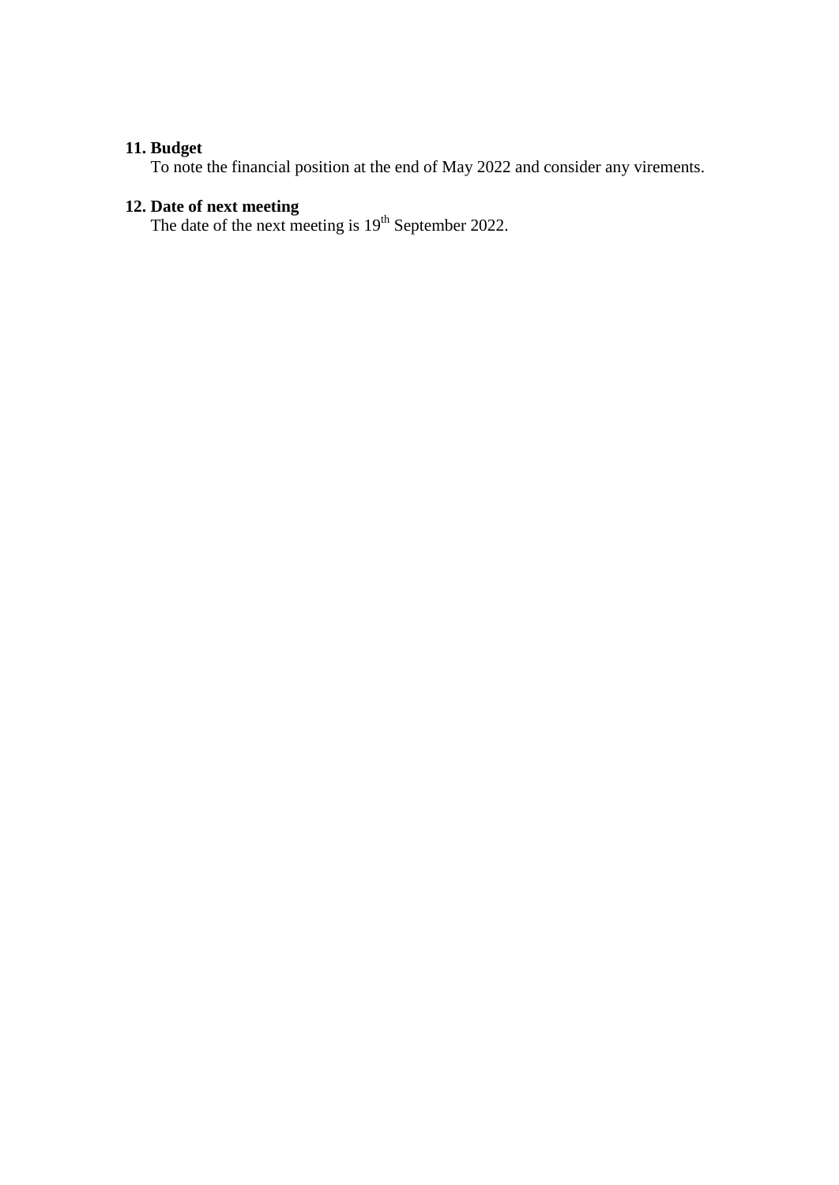**11. Budget**

To note the financial position at the end of May 2022 and consider any virements.

**12. Date of next meeting**

The date of the next meeting is 19th September 2022.